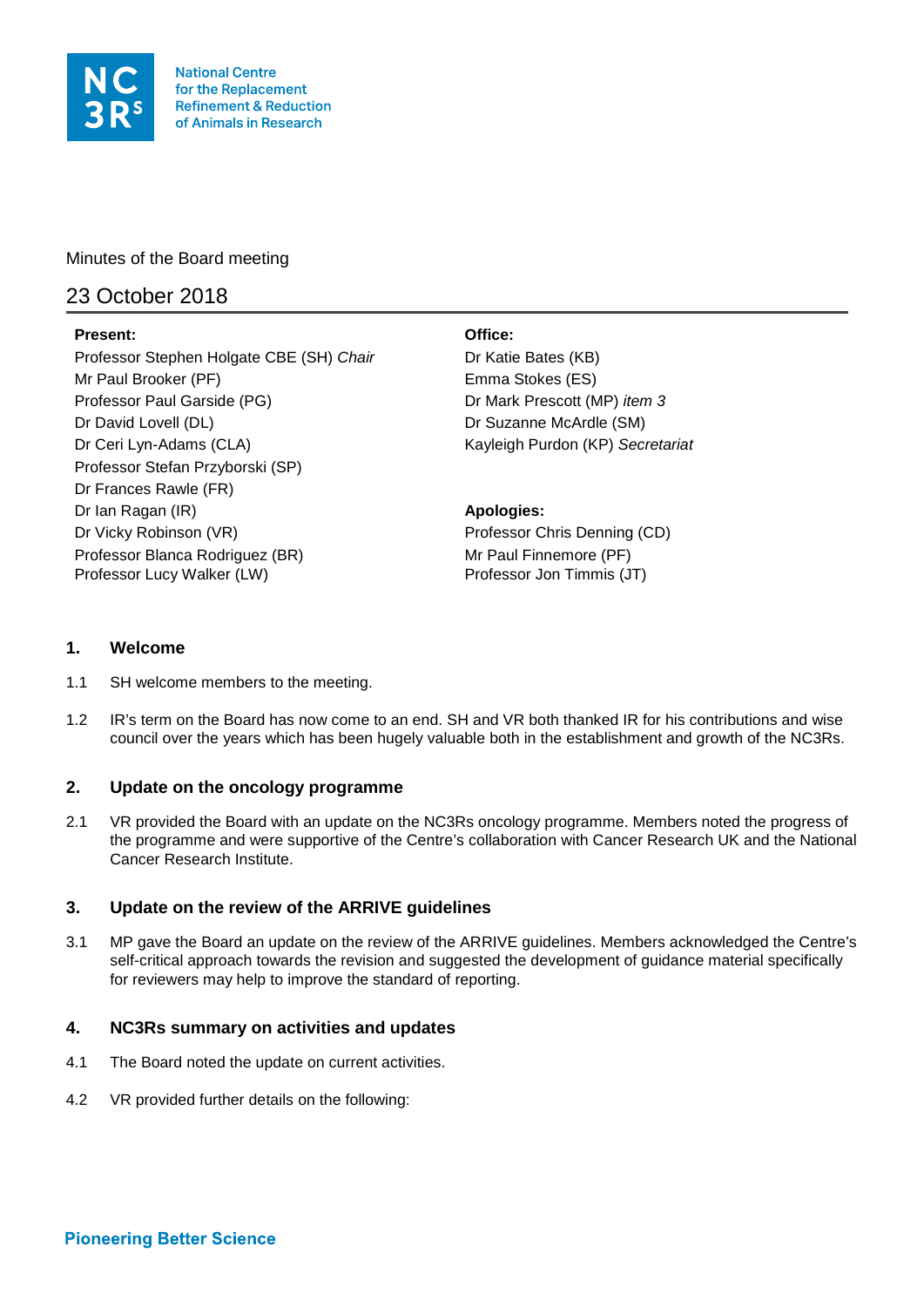National Centre for the Replacement Refinement & Reduction of Animals in Research

Minutes of the Board meeting

# 23 October 2018

**Present:**
Professor Stephen Holgate CBE (SH) *Chair*
Mr Paul Brooker (PF)
Professor Paul Garside (PG)
Dr David Lovell (DL)
Dr Ceri Lyn-Adams (CLA)
Professor Stefan Przyborski (SP)
Dr Frances Rawle (FR)
Dr Ian Ragan (IR)
Dr Vicky Robinson (VR)
Professor Blanca Rodriguez (BR)
Professor Lucy Walker (LW)

**Office:**
Dr Katie Bates (KB)
Emma Stokes (ES)
Dr Mark Prescott (MP) *item 3*
Dr Suzanne McArdle (SM)
Kayleigh Purdon (KP) *Secretariat*

**Apologies:**
Professor Chris Denning (CD)
Mr Paul Finnemore (PF)
Professor Jon Timmis (JT)

## 1. Welcome

1.1 SH welcome members to the meeting.

1.2 IR's term on the Board has now come to an end. SH and VR both thanked IR for his contributions and wise council over the years which has been hugely valuable both in the establishment and growth of the NC3Rs.

## 2. Update on the oncology programme

2.1 VR provided the Board with an update on the NC3Rs oncology programme. Members noted the progress of the programme and were supportive of the Centre's collaboration with Cancer Research UK and the National Cancer Research Institute.

## 3. Update on the review of the ARRIVE guidelines

3.1 MP gave the Board an update on the review of the ARRIVE guidelines. Members acknowledged the Centre's self-critical approach towards the revision and suggested the development of guidance material specifically for reviewers may help to improve the standard of reporting.

## 4. NC3Rs summary on activities and updates

4.1 The Board noted the update on current activities.

4.2 VR provided further details on the following:

Pioneering Better Science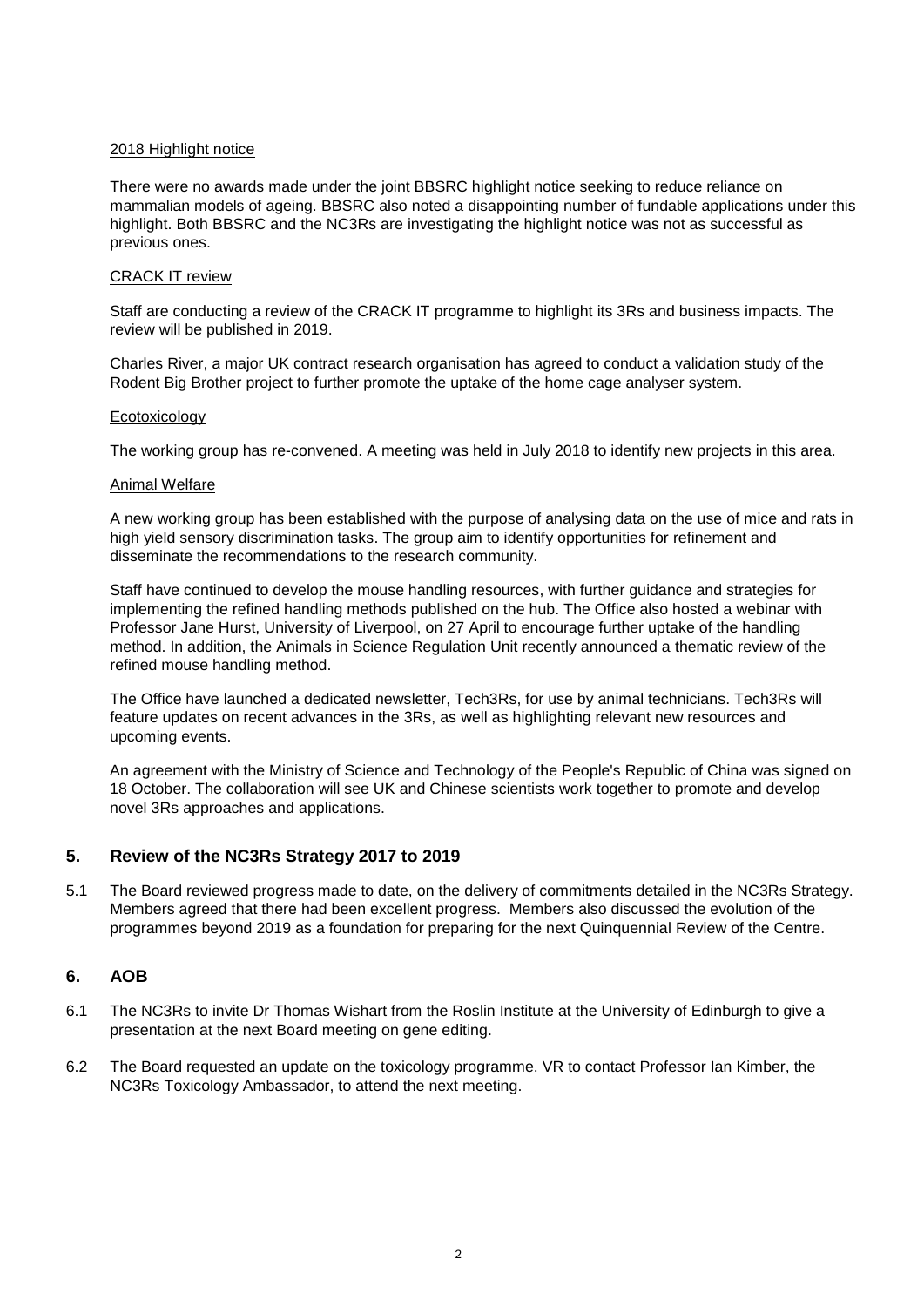2018 Highlight notice

There were no awards made under the joint BBSRC highlight notice seeking to reduce reliance on mammalian models of ageing. BBSRC also noted a disappointing number of fundable applications under this highlight. Both BBSRC and the NC3Rs are investigating the highlight notice was not as successful as previous ones.

CRACK IT review

Staff are conducting a review of the CRACK IT programme to highlight its 3Rs and business impacts. The review will be published in 2019.

Charles River, a major UK contract research organisation has agreed to conduct a validation study of the Rodent Big Brother project to further promote the uptake of the home cage analyser system.

Ecotoxicology

The working group has re-convened. A meeting was held in July 2018 to identify new projects in this area.

Animal Welfare

A new working group has been established with the purpose of analysing data on the use of mice and rats in high yield sensory discrimination tasks. The group aim to identify opportunities for refinement and disseminate the recommendations to the research community.

Staff have continued to develop the mouse handling resources, with further guidance and strategies for implementing the refined handling methods published on the hub. The Office also hosted a webinar with Professor Jane Hurst, University of Liverpool, on 27 April to encourage further uptake of the handling method. In addition, the Animals in Science Regulation Unit recently announced a thematic review of the refined mouse handling method.

The Office have launched a dedicated newsletter, Tech3Rs, for use by animal technicians. Tech3Rs will feature updates on recent advances in the 3Rs, as well as highlighting relevant new resources and upcoming events.

An agreement with the Ministry of Science and Technology of the People's Republic of China was signed on 18 October. The collaboration will see UK and Chinese scientists work together to promote and develop novel 3Rs approaches and applications.

## 5. Review of the NC3Rs Strategy 2017 to 2019

5.1 The Board reviewed progress made to date, on the delivery of commitments detailed in the NC3Rs Strategy. Members agreed that there had been excellent progress. Members also discussed the evolution of the programmes beyond 2019 as a foundation for preparing for the next Quinquennial Review of the Centre.

## 6. AOB

6.1 The NC3Rs to invite Dr Thomas Wishart from the Roslin Institute at the University of Edinburgh to give a presentation at the next Board meeting on gene editing.

6.2 The Board requested an update on the toxicology programme. VR to contact Professor Ian Kimber, the NC3Rs Toxicology Ambassador, to attend the next meeting.